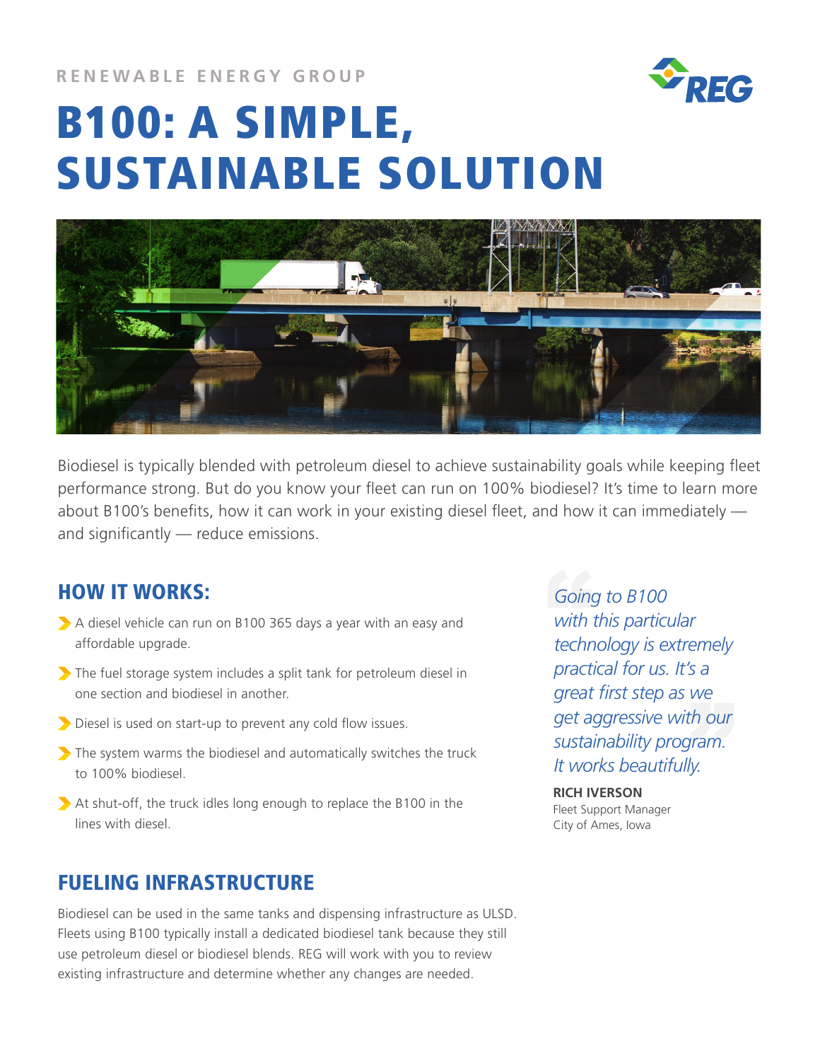RENEWABLE ENERGY GROUP

# B100: A SIMPLE, SUSTAINABLE SOLUTION

Biodiesel is typically blended with petroleum diesel to achieve sustainability goals while keeping fleet performance strong. But do you know your fleet can run on 100% biodiesel? It's time to learn more about B100's benefits, how it can work in your existing diesel fleet, and how it can immediately — and significantly — reduce emissions.

## HOW IT WORKS:

- A diesel vehicle can run on B100 365 days a year with an easy and affordable upgrade.
- The fuel storage system includes a split tank for petroleum diesel in one section and biodiesel in another.
- Diesel is used on start-up to prevent any cold flow issues.
- The system warms the biodiesel and automatically switches the truck to 100% biodiesel.
- At shut-off, the truck idles long enough to replace the B100 in the lines with diesel.

> *Going to B100 with this particular technology is extremely practical for us. It's a great first step as we get aggressive with our sustainability program. It works beautifully.*
>
> **RICH IVERSON**
> Fleet Support Manager
> City of Ames, Iowa

## FUELING INFRASTRUCTURE

Biodiesel can be used in the same tanks and dispensing infrastructure as ULSD. Fleets using B100 typically install a dedicated biodiesel tank because they still use petroleum diesel or biodiesel blends. REG will work with you to review existing infrastructure and determine whether any changes are needed.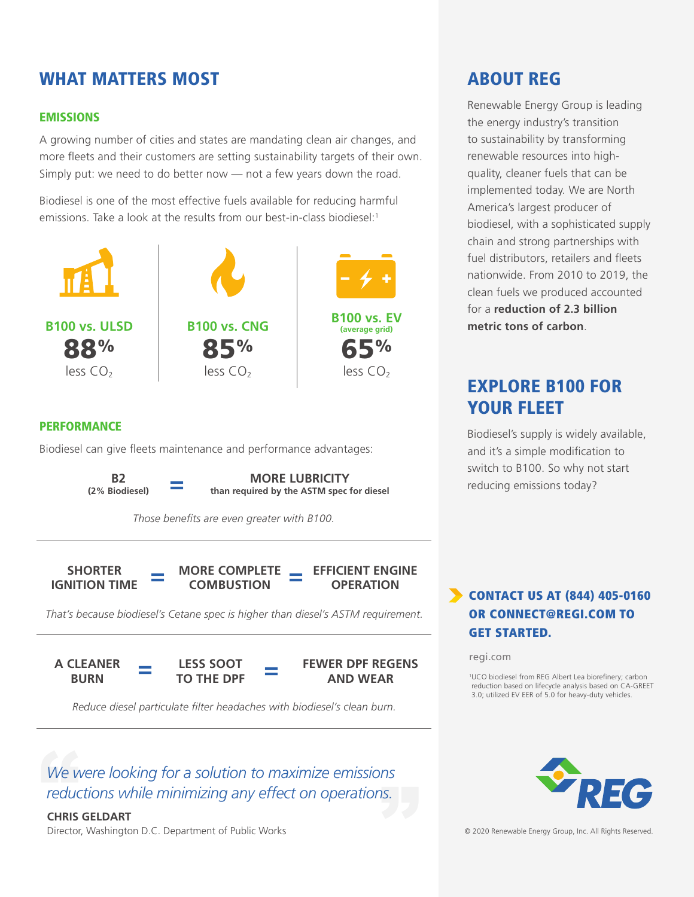## WHAT MATTERS MOST

### EMISSIONS

A growing number of cities and states are mandating clean air changes, and more fleets and their customers are setting sustainability targets of their own. Simply put: we need to do better now — not a few years down the road.

Biodiesel is one of the most effective fuels available for reducing harmful emissions. Take a look at the results from our best-in-class biodiesel:[1]

**B100 vs. ULSD**
**88%**
less $CO_2$

**B100 vs. CNG**
**85%**
less $CO_2$

**B100 vs. EV**
**(average grid)**
**65%**
less $CO_2$

### PERFORMANCE

Biodiesel can give fleets maintenance and performance advantages:

**B2 (2% Biodiesel) = MORE LUBRICITY than required by the ASTM spec for diesel**

*Those benefits are even greater with B100.*

**SHORTER IGNITION TIME = MORE COMPLETE COMBUSTION = EFFICIENT ENGINE OPERATION**

*That's because biodiesel's Cetane spec is higher than diesel's ASTM requirement.*

**A CLEANER BURN = LESS SOOT TO THE DPF = FEWER DPF REGENS AND WEAR**

*Reduce diesel particulate filter headaches with biodiesel's clean burn.*

> *We were looking for a solution to maximize emissions reductions while minimizing any effect on operations.*
>
> **CHRIS GELDART**
> Director, Washington D.C. Department of Public Works

## ABOUT REG

Renewable Energy Group is leading the energy industry's transition to sustainability by transforming renewable resources into high-quality, cleaner fuels that can be implemented today. We are North America's largest producer of biodiesel, with a sophisticated supply chain and strong partnerships with fuel distributors, retailers and fleets nationwide. From 2010 to 2019, the clean fuels we produced accounted for a **reduction of 2.3 billion metric tons of carbon**.

## EXPLORE B100 FOR YOUR FLEET

Biodiesel's supply is widely available, and it's a simple modification to switch to B100. So why not start reducing emissions today?

**CONTACT US AT (844) 405-0160 OR CONNECT@REGI.COM TO GET STARTED.**

regi.com

[1]UCO biodiesel from REG Albert Lea biorefinery; carbon reduction based on lifecycle analysis based on CA-GREET 3.0; utilized EV EER of 5.0 for heavy-duty vehicles.

REG

© 2020 Renewable Energy Group, Inc. All Rights Reserved.